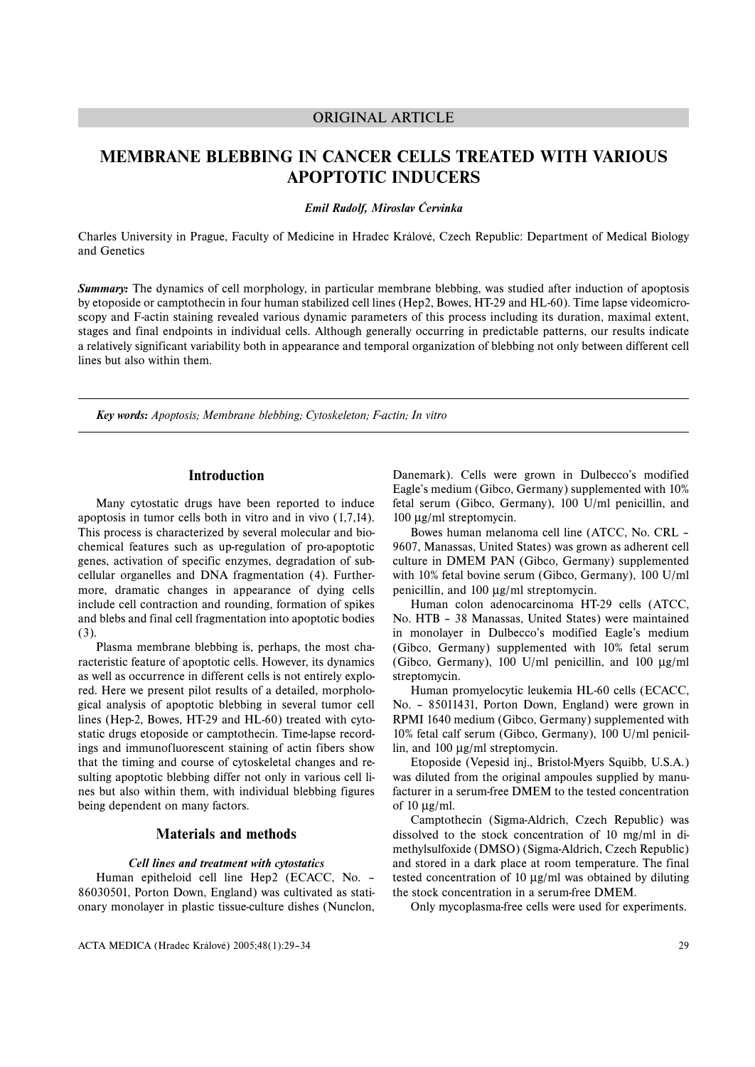ORIGINAL ARTICLE

# MEMBRANE BLEBBING IN CANCER CELLS TREATED WITH VARIOUS APOPTOTIC INDUCERS

***Emil Rudolf, Miroslav Červinka***

Charles University in Prague, Faculty of Medicine in Hradec Králové, Czech Republic: Department of Medical Biology and Genetics

***Summary:*** The dynamics of cell morphology, in particular membrane blebbing, was studied after induction of apoptosis by etoposide or camptothecin in four human stabilized cell lines (Hep2, Bowes, HT-29 and HL-60). Time lapse videomicroscopy and F-actin staining revealed various dynamic parameters of this process including its duration, maximal extent, stages and final endpoints in individual cells. Although generally occurring in predictable patterns, our results indicate a relatively significant variability both in appearance and temporal organization of blebbing not only between different cell lines but also within them.

***Key words:*** *Apoptosis; Membrane blebbing; Cytoskeleton; F-actin; In vitro*

## Introduction

Many cytostatic drugs have been reported to induce apoptosis in tumor cells both in vitro and in vivo (1,7,14). This process is characterized by several molecular and biochemical features such as up-regulation of pro-apoptotic genes, activation of specific enzymes, degradation of subcellular organelles and DNA fragmentation (4). Furthermore, dramatic changes in appearance of dying cells include cell contraction and rounding, formation of spikes and blebs and final cell fragmentation into apoptotic bodies (3).

Plasma membrane blebbing is, perhaps, the most characteristic feature of apoptotic cells. However, its dynamics as well as occurrence in different cells is not entirely explored. Here we present pilot results of a detailed, morphological analysis of apoptotic blebbing in several tumor cell lines (Hep-2, Bowes, HT-29 and HL-60) treated with cytostatic drugs etoposide or camptothecin. Time-lapse recordings and immunofluorescent staining of actin fibers show that the timing and course of cytoskeletal changes and resulting apoptotic blebbing differ not only in various cell lines but also within them, with individual blebbing figures being dependent on many factors.

## Materials and methods

### *Cell lines and treatment with cytostatics*

Human epitheloid cell line Hep2 (ECACC, No. – 86030501, Porton Down, England) was cultivated as stationary monolayer in plastic tissue-culture dishes (Nunclon, Danemark). Cells were grown in Dulbecco's modified Eagle's medium (Gibco, Germany) supplemented with 10% fetal serum (Gibco, Germany), 100 U/ml penicillin, and 100 μg/ml streptomycin.

Bowes human melanoma cell line (ATCC, No. CRL – 9607, Manassas, United States) was grown as adherent cell culture in DMEM PAN (Gibco, Germany) supplemented with 10% fetal bovine serum (Gibco, Germany), 100 U/ml penicillin, and 100 μg/ml streptomycin.

Human colon adenocarcinoma HT-29 cells (ATCC, No. HTB – 38 Manassas, United States) were maintained in monolayer in Dulbecco's modified Eagle's medium (Gibco, Germany) supplemented with 10% fetal serum (Gibco, Germany), 100 U/ml penicillin, and 100 μg/ml streptomycin.

Human promyelocytic leukemia HL-60 cells (ECACC, No. – 85011431, Porton Down, England) were grown in RPMI 1640 medium (Gibco, Germany) supplemented with 10% fetal calf serum (Gibco, Germany), 100 U/ml penicillin, and 100 μg/ml streptomycin.

Etoposide (Vepesid inj., Bristol-Myers Squibb, U.S.A.) was diluted from the original ampoules supplied by manufacturer in a serum-free DMEM to the tested concentration of 10 μg/ml.

Camptothecin (Sigma-Aldrich, Czech Republic) was dissolved to the stock concentration of 10 mg/ml in dimethylsulfoxide (DMSO) (Sigma-Aldrich, Czech Republic) and stored in a dark place at room temperature. The final tested concentration of 10 μg/ml was obtained by diluting the stock concentration in a serum-free DMEM.

Only mycoplasma-free cells were used for experiments.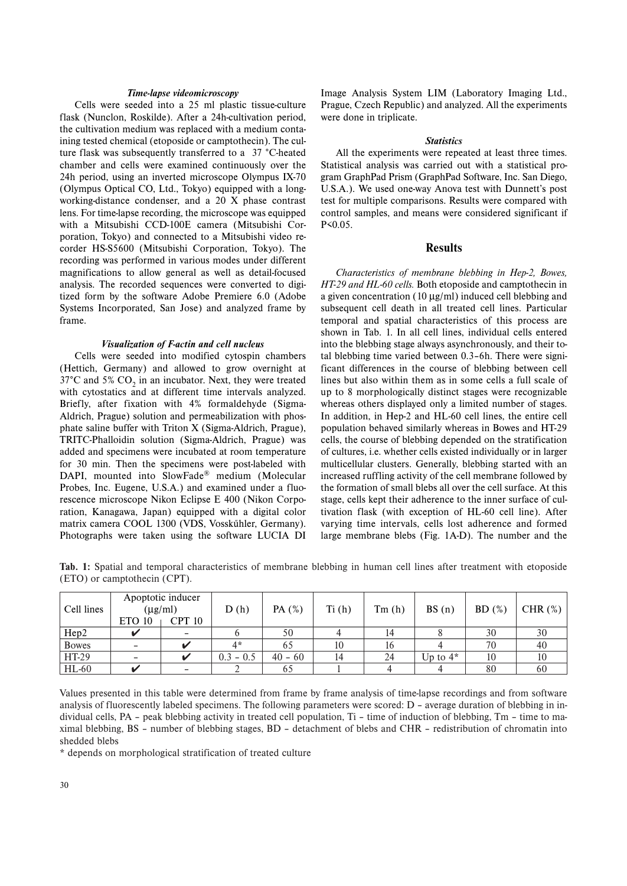### *Time-lapse videomicroscopy*

Cells were seeded into a 25 ml plastic tissue-culture flask (Nunclon, Roskilde). After a 24h-cultivation period, the cultivation medium was replaced with a medium containing tested chemical (etoposide or camptothecin). The culture flask was subsequently transferred to a 37 °C-heated chamber and cells were examined continuously over the 24h period, using an inverted microscope Olympus IX-70 (Olympus Optical CO, Ltd., Tokyo) equipped with a long-working-distance condenser, and a 20 X phase contrast lens. For time-lapse recording, the microscope was equipped with a Mitsubishi CCD-100E camera (Mitsubishi Corporation, Tokyo) and connected to a Mitsubishi video recorder HS-S5600 (Mitsubishi Corporation, Tokyo). The recording was performed in various modes under different magnifications to allow general as well as detail-focused analysis. The recorded sequences were converted to digitized form by the software Adobe Premiere 6.0 (Adobe Systems Incorporated, San Jose) and analyzed frame by frame.

### *Visualization of F-actin and cell nucleus*

Cells were seeded into modified cytospin chambers (Hettich, Germany) and allowed to grow overnight at 37°C and 5% $CO_2$ in an incubator. Next, they were treated with cytostatics and at different time intervals analyzed. Briefly, after fixation with 4% formaldehyde (Sigma-Aldrich, Prague) solution and permeabilization with phosphate saline buffer with Triton X (Sigma-Aldrich, Prague), TRITC-Phalloidin solution (Sigma-Aldrich, Prague) was added and specimens were incubated at room temperature for 30 min. Then the specimens were post-labeled with DAPI, mounted into SlowFade® medium (Molecular Probes, Inc. Eugene, U.S.A.) and examined under a fluorescence microscope Nikon Eclipse E 400 (Nikon Corporation, Kanagawa, Japan) equipped with a digital color matrix camera COOL 1300 (VDS, Vosskühler, Germany). Photographs were taken using the software LUCIA DI Image Analysis System LIM (Laboratory Imaging Ltd., Prague, Czech Republic) and analyzed. All the experiments were done in triplicate.

### *Statistics*

All the experiments were repeated at least three times. Statistical analysis was carried out with a statistical program GraphPad Prism (GraphPad Software, Inc. San Diego, U.S.A.). We used one-way Anova test with Dunnett's post test for multiple comparisons. Results were compared with control samples, and means were considered significant if $P<0.05$.

## Results

*Characteristics of membrane blebbing in Hep-2, Bowes, HT-29 and HL-60 cells.* Both etoposide and camptothecin in a given concentration (10 μg/ml) induced cell blebbing and subsequent cell death in all treated cell lines. Particular temporal and spatial characteristics of this process are shown in Tab. 1. In all cell lines, individual cells entered into the blebbing stage always asynchronously, and their total blebbing time varied between 0.3–6h. There were significant differences in the course of blebbing between cell lines but also within them as in some cells a full scale of up to 8 morphologically distinct stages were recognizable whereas others displayed only a limited number of stages. In addition, in Hep-2 and HL-60 cell lines, the entire cell population behaved similarly whereas in Bowes and HT-29 cells, the course of blebbing depended on the stratification of cultures, i.e. whether cells existed individually or in larger multicellular clusters. Generally, blebbing started with an increased ruffling activity of the cell membrane followed by the formation of small blebs all over the cell surface. At this stage, cells kept their adherence to the inner surface of cultivation flask (with exception of HL-60 cell line). After varying time intervals, cells lost adherence and formed large membrane blebs (Fig. 1A-D). The number and the

**Tab. 1:** Spatial and temporal characteristics of membrane blebbing in human cell lines after treatment with etoposide (ETO) or camptothecin (CPT).

| Cell lines | Apoptotic inducer (μg/ml) | | D (h) | PA (%) | Ti (h) | Tm (h) | BS (n) | BD (%) | CHR (%) |
|---|---|---|---|---|---|---|---|---|---|
| | ETO 10 | CPT 10 | | | | | | | |
| Hep2 | ✔ | – | 6 | 50 | 4 | 14 | 8 | 30 | 30 |
| Bowes | – | ✔ | 4* | 65 | 10 | 16 | 4 | 70 | 40 |
| HT-29 | – | ✔ | 0.3 – 0.5 | 40 – 60 | 14 | 24 | Up to 4* | 10 | 10 |
| HL-60 | ✔ | – | 2 | 65 | 1 | 4 | 4 | 80 | 60 |

Values presented in this table were determined from frame by frame analysis of time-lapse recordings and from software analysis of fluorescently labeled specimens. The following parameters were scored: D – average duration of blebbing in individual cells, PA – peak blebbing activity in treated cell population, Ti – time of induction of blebbing, Tm – time to maximal blebbing, BS – number of blebbing stages, BD – detachment of blebs and CHR – redistribution of chromatin into shedded blebs

\* depends on morphological stratification of treated culture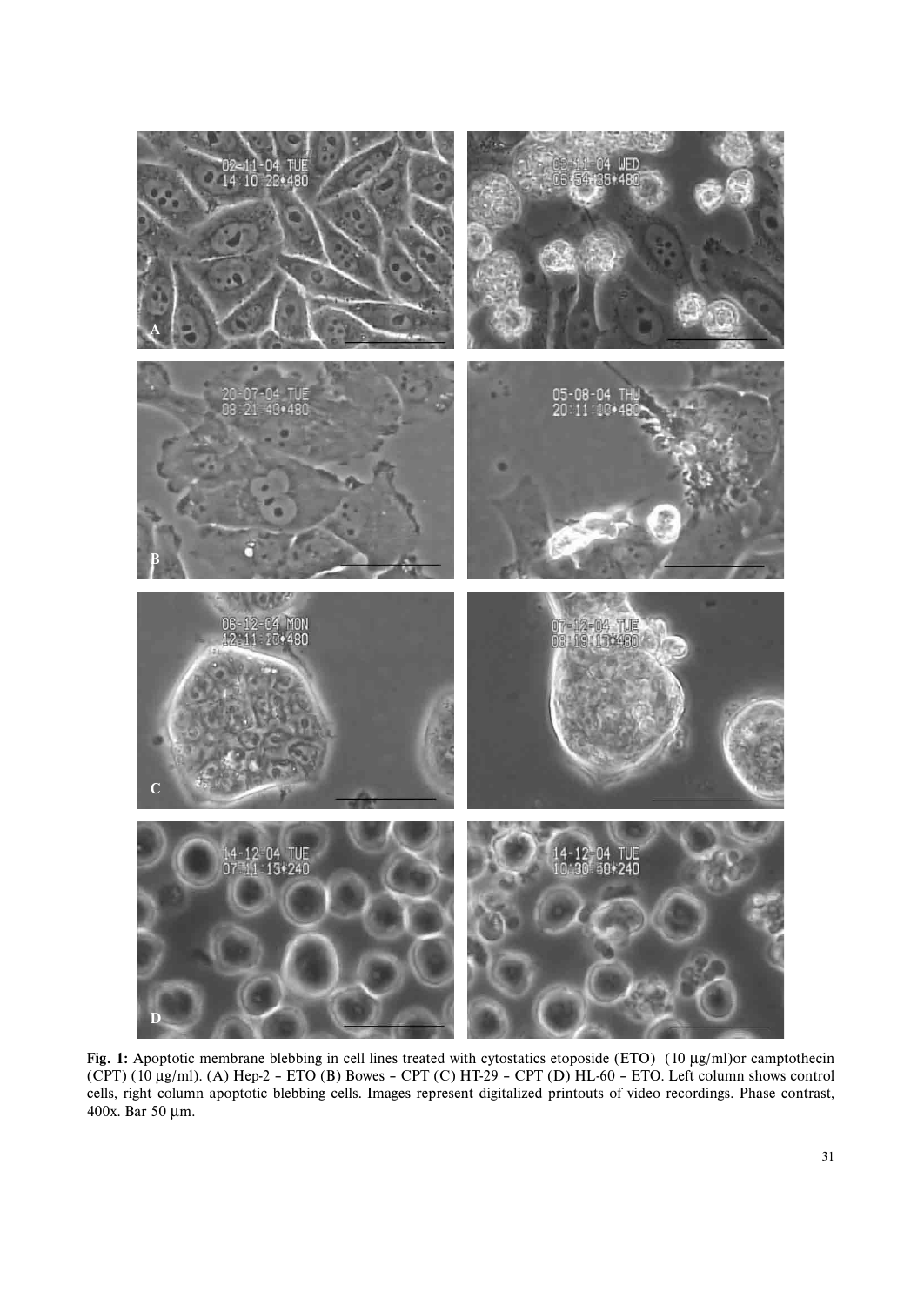**Fig. 1:** Apoptotic membrane blebbing in cell lines treated with cytostatics etoposide (ETO) (10 μg/ml)or camptothecin (CPT) (10 μg/ml). (A) Hep-2 – ETO (B) Bowes – CPT (C) HT-29 – CPT (D) HL-60 – ETO. Left column shows control cells, right column apoptotic blebbing cells. Images represent digitalized printouts of video recordings. Phase contrast, 400x. Bar 50 μm.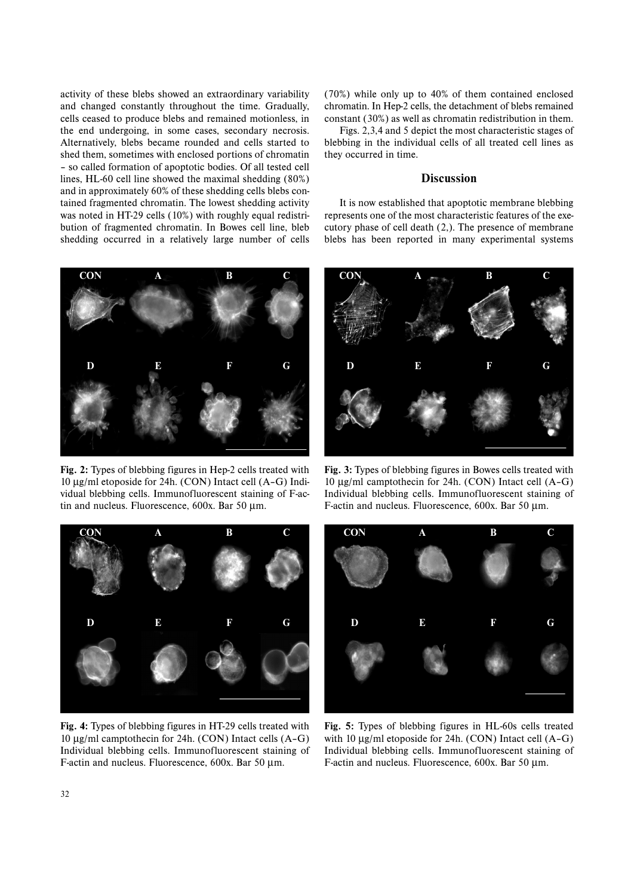activity of these blebs showed an extraordinary variability and changed constantly throughout the time. Gradually, cells ceased to produce blebs and remained motionless, in the end undergoing, in some cases, secondary necrosis. Alternatively, blebs became rounded and cells started to shed them, sometimes with enclosed portions of chromatin – so called formation of apoptotic bodies. Of all tested cell lines, HL-60 cell line showed the maximal shedding (80%) and in approximately 60% of these shedding cells blebs contained fragmented chromatin. The lowest shedding activity was noted in HT-29 cells (10%) with roughly equal redistribution of fragmented chromatin. In Bowes cell line, bleb shedding occurred in a relatively large number of cells (70%) while only up to 40% of them contained enclosed chromatin. In Hep-2 cells, the detachment of blebs remained constant (30%) as well as chromatin redistribution in them.

Figs. 2,3,4 and 5 depict the most characteristic stages of blebbing in the individual cells of all treated cell lines as they occurred in time.

## Discussion

It is now established that apoptotic membrane blebbing represents one of the most characteristic features of the executory phase of cell death (2,). The presence of membrane blebs has been reported in many experimental systems

**Fig. 2:** Types of blebbing figures in Hep-2 cells treated with 10 µg/ml etoposide for 24h. (CON) Intact cell (A–G) Individual blebbing cells. Immunofluorescent staining of F-actin and nucleus. Fluorescence, 600x. Bar 50 µm.

**Fig. 3:** Types of blebbing figures in Bowes cells treated with 10 µg/ml camptothecin for 24h. (CON) Intact cell (A–G) Individual blebbing cells. Immunofluorescent staining of F-actin and nucleus. Fluorescence, 600x. Bar 50 µm.

**Fig. 4:** Types of blebbing figures in HT-29 cells treated with 10 µg/ml camptothecin for 24h. (CON) Intact cells (A–G) Individual blebbing cells. Immunofluorescent staining of F-actin and nucleus. Fluorescence, 600x. Bar 50 µm.

**Fig. 5:** Types of blebbing figures in HL-60s cells treated with 10 µg/ml etoposide for 24h. (CON) Intact cell (A–G) Individual blebbing cells. Immunofluorescent staining of F-actin and nucleus. Fluorescence, 600x. Bar 50 µm.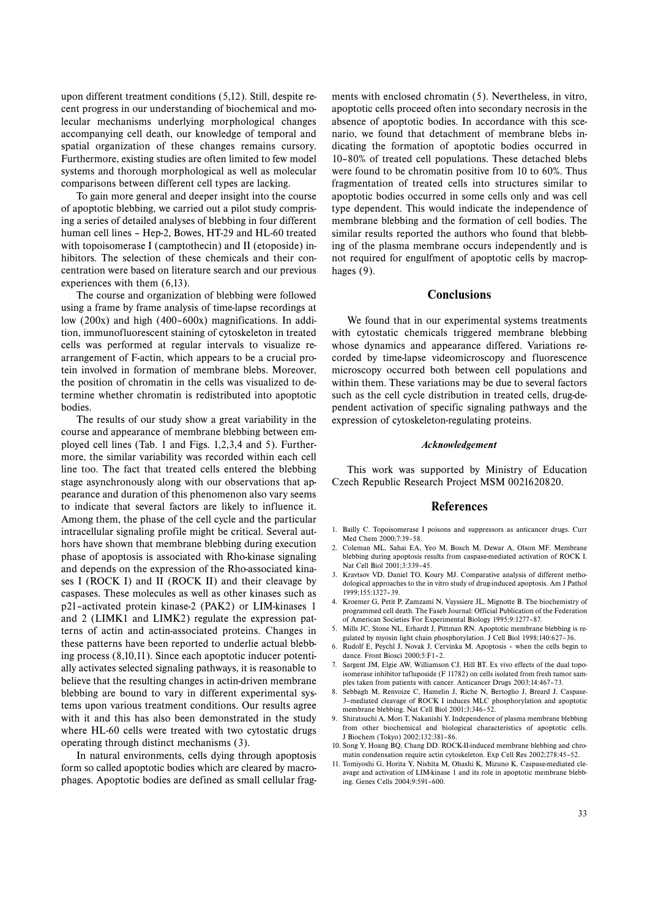upon different treatment conditions (5,12). Still, despite recent progress in our understanding of biochemical and molecular mechanisms underlying morphological changes accompanying cell death, our knowledge of temporal and spatial organization of these changes remains cursory. Furthermore, existing studies are often limited to few model systems and thorough morphological as well as molecular comparisons between different cell types are lacking.

To gain more general and deeper insight into the course of apoptotic blebbing, we carried out a pilot study comprising a series of detailed analyses of blebbing in four different human cell lines – Hep-2, Bowes, HT-29 and HL-60 treated with topoisomerase I (camptothecin) and II (etoposide) inhibitors. The selection of these chemicals and their concentration were based on literature search and our previous experiences with them (6,13).

The course and organization of blebbing were followed using a frame by frame analysis of time-lapse recordings at low (200x) and high (400–600x) magnifications. In addition, immunofluorescent staining of cytoskeleton in treated cells was performed at regular intervals to visualize rearrangement of F-actin, which appears to be a crucial protein involved in formation of membrane blebs. Moreover, the position of chromatin in the cells was visualized to determine whether chromatin is redistributed into apoptotic bodies.

The results of our study show a great variability in the course and appearance of membrane blebbing between employed cell lines (Tab. 1 and Figs. 1,2,3,4 and 5). Furthermore, the similar variability was recorded within each cell line too. The fact that treated cells entered the blebbing stage asynchronously along with our observations that appearance and duration of this phenomenon also vary seems to indicate that several factors are likely to influence it. Among them, the phase of the cell cycle and the particular intracellular signaling profile might be critical. Several authors have shown that membrane blebbing during execution phase of apoptosis is associated with Rho-kinase signaling and depends on the expression of the Rho-associated kinases I (ROCK I) and II (ROCK II) and their cleavage by caspases. These molecules as well as other kinases such as p21–activated protein kinase-2 (PAK2) or LIM-kinases 1 and 2 (LIMK1 and LIMK2) regulate the expression patterns of actin and actin-associated proteins. Changes in these patterns have been reported to underlie actual blebbing process (8,10,11). Since each apoptotic inducer potentially activates selected signaling pathways, it is reasonable to believe that the resulting changes in actin-driven membrane blebbing are bound to vary in different experimental systems upon various treatment conditions. Our results agree with it and this has also been demonstrated in the study where HL-60 cells were treated with two cytostatic drugs operating through distinct mechanisms (3).

In natural environments, cells dying through apoptosis form so called apoptotic bodies which are cleared by macrophages. Apoptotic bodies are defined as small cellular fragments with enclosed chromatin (5). Nevertheless, in vitro, apoptotic cells proceed often into secondary necrosis in the absence of apoptotic bodies. In accordance with this scenario, we found that detachment of membrane blebs indicating the formation of apoptotic bodies occurred in 10–80% of treated cell populations. These detached blebs were found to be chromatin positive from 10 to 60%. Thus fragmentation of treated cells into structures similar to apoptotic bodies occurred in some cells only and was cell type dependent. This would indicate the independence of membrane blebbing and the formation of cell bodies. The similar results reported the authors who found that blebbing of the plasma membrane occurs independently and is not required for engulfment of apoptotic cells by macrophages (9).

## Conclusions

We found that in our experimental systems treatments with cytostatic chemicals triggered membrane blebbing whose dynamics and appearance differed. Variations recorded by time-lapse videomicroscopy and fluorescence microscopy occurred both between cell populations and within them. These variations may be due to several factors such as the cell cycle distribution in treated cells, drug-dependent activation of specific signaling pathways and the expression of cytoskeleton-regulating proteins.

### *Acknowledgement*

This work was supported by Ministry of Education Czech Republic Research Project MSM 0021620820.

## References

1. Bailly C. Topoisomerase I poisons and suppressors as anticancer drugs. Curr Med Chem 2000;7:39–58.
2. Coleman ML, Sahai EA, Yeo M, Bosch M, Dewar A, Olson MF. Membrane blebbing during apoptosis results from caspase-mediated activation of ROCK I. Nat Cell Biol 2001;3:339–45.
3. Kravtsov VD, Daniel TO, Koury MJ. Comparative analysis of different methodological approaches to the in vitro study of drug-induced apoptosis. Am J Pathol 1999;155:1327–39.
4. Kroemer G, Petit P, Zamzami N, Vayssiere JL, Mignotte B. The biochemistry of programmed cell death. The Faseb Journal: Official Publication of the Federation of American Societies For Experimental Biology 1995;9:1277–87.
5. Mills JC, Stone NL, Erhardt J, Pittman RN. Apoptotic membrane blebbing is regulated by myosin light chain phosphorylation. J Cell Biol 1998;140:627–36.
6. Rudolf E, Peychl J, Novak J, Cervinka M. Apoptosis – when the cells begin to dance. Front Biosci 2000;5:F1–2.
7. Sargent JM, Elgie AW, Williamson CJ, Hill BT. Ex vivo effects of the dual topoisomerase inhibitor tafluposide (F 11782) on cells isolated from fresh tumor samples taken from patients with cancer. Anticancer Drugs 2003;14:467–73.
8. Sebbagh M, Renvoize C, Hamelin J, Riche N, Bertoglio J, Breard J. Caspase-3–mediated cleavage of ROCK I induces MLC phosphorylation and apoptotic membrane blebbing. Nat Cell Biol 2001;3:346–52.
9. Shiratsuchi A, Mori T, Nakanishi Y. Independence of plasma membrane blebbing from other biochemical and biological characteristics of apoptotic cells. J Biochem (Tokyo) 2002;132:381–86.
10. Song Y, Hoang BQ, Chang DD. ROCK-II-induced membrane blebbing and chromatin condensation require actin cytoskeleton. Exp Cell Res 2002;278:45–52.
11. Tomiyoshi G, Horita Y, Nishita M, Ohashi K, Mizuno K. Caspase-mediated cleavage and activation of LIM-kinase 1 and its role in apoptotic membrane blebbing. Genes Cells 2004;9:591–600.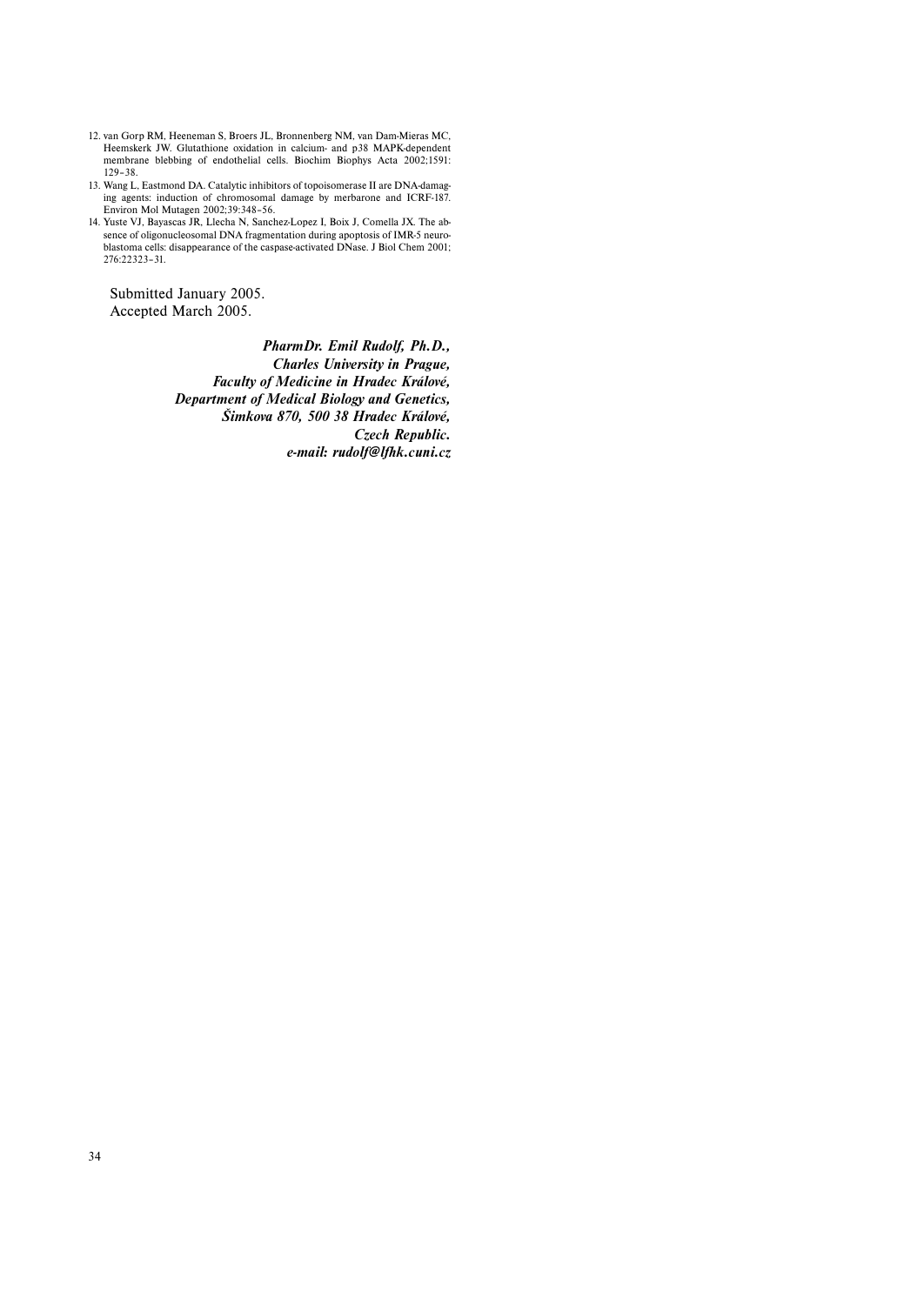12. van Gorp RM, Heeneman S, Broers JL, Bronnenberg NM, van Dam-Mieras MC, Heemskerk JW. Glutathione oxidation in calcium- and p38 MAPK-dependent membrane blebbing of endothelial cells. Biochim Biophys Acta 2002;1591: 129–38.
13. Wang L, Eastmond DA. Catalytic inhibitors of topoisomerase II are DNA-damaging agents: induction of chromosomal damage by merbarone and ICRF-187. Environ Mol Mutagen 2002;39:348–56.
14. Yuste VJ, Bayascas JR, Llecha N, Sanchez-Lopez I, Boix J, Comella JX. The absence of oligonucleosomal DNA fragmentation during apoptosis of IMR-5 neuroblastoma cells: disappearance of the caspase-activated DNase. J Biol Chem 2001; 276:22323–31.

Submitted January 2005.
Accepted March 2005.

***PharmDr. Emil Rudolf, Ph.D.,***
***Charles University in Prague,***
***Faculty of Medicine in Hradec Králové,***
***Department of Medical Biology and Genetics,***
***Šimkova 870, 500 38 Hradec Králové,***
***Czech Republic.***
***e-mail: rudolf@lfhk.cuni.cz***